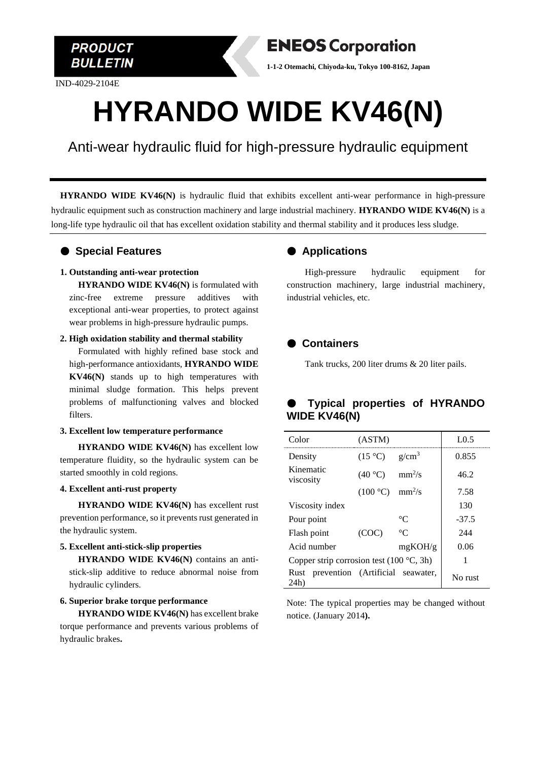PRODUCT BULLETIN

**ENEOS Corporation**

**1-1-2 Otemachi, Chiyoda-ku, Tokyo 100-8162, Japan**

IND-4029-2104E

# HYRANDO WIDE KV46(N)

Anti-wear hydraulic fluid for high-pressure hydraulic equipment

**HYRANDO WIDE KV46(N)** is hydraulic fluid that exhibits excellent anti-wear performance in high-pressure hydraulic equipment such as construction machinery and large industrial machinery. **HYRANDO WIDE KV46(N)** is a long-life type hydraulic oil that has excellent oxidation stability and thermal stability and it produces less sludge.

## ● Special Features

**1. Outstanding anti-wear protection**

**HYRANDO WIDE KV46(N)** is formulated with zinc-free extreme pressure additives with exceptional anti-wear properties, to protect against wear problems in high-pressure hydraulic pumps.

**2. High oxidation stability and thermal stability**

Formulated with highly refined base stock and high-performance antioxidants, **HYRANDO WIDE KV46(N)** stands up to high temperatures with minimal sludge formation. This helps prevent problems of malfunctioning valves and blocked filters.

**3. Excellent low temperature performance**

**HYRANDO WIDE KV46(N)** has excellent low temperature fluidity, so the hydraulic system can be started smoothly in cold regions.

**4. Excellent anti-rust property**

**HYRANDO WIDE KV46(N)** has excellent rust prevention performance, so it prevents rust generated in the hydraulic system.

**5. Excellent anti-stick-slip properties**

**HYRANDO WIDE KV46(N)** contains an anti-stick-slip additive to reduce abnormal noise from hydraulic cylinders.

**6. Superior brake torque performance**

**HYRANDO WIDE KV46(N)** has excellent brake torque performance and prevents various problems of hydraulic brakes.

## ● Applications

High-pressure hydraulic equipment for construction machinery, large industrial machinery, industrial vehicles, etc.

## ● Containers

Tank trucks, 200 liter drums & 20 liter pails.

## ● Typical properties of HYRANDO WIDE KV46(N)

| Property | Condition | Unit | Value |
|---|---|---|---|
| Color | (ASTM) | | L0.5 |
| Density | (15 °C) | $g/cm^3$ | 0.855 |
| Kinematic viscosity | (40 °C) | $mm^2/s$ | 46.2 |
| | (100 °C) | $mm^2/s$ | 7.58 |
| Viscosity index | | | 130 |
| Pour point | | °C | -37.5 |
| Flash point | (COC) | °C | 244 |
| Acid number | | mgKOH/g | 0.06 |
| Copper strip corrosion test (100 °C, 3h) | | | 1 |
| Rust prevention (Artificial seawater, 24h) | | | No rust |

Note: The typical properties may be changed without notice. (January 2014**).**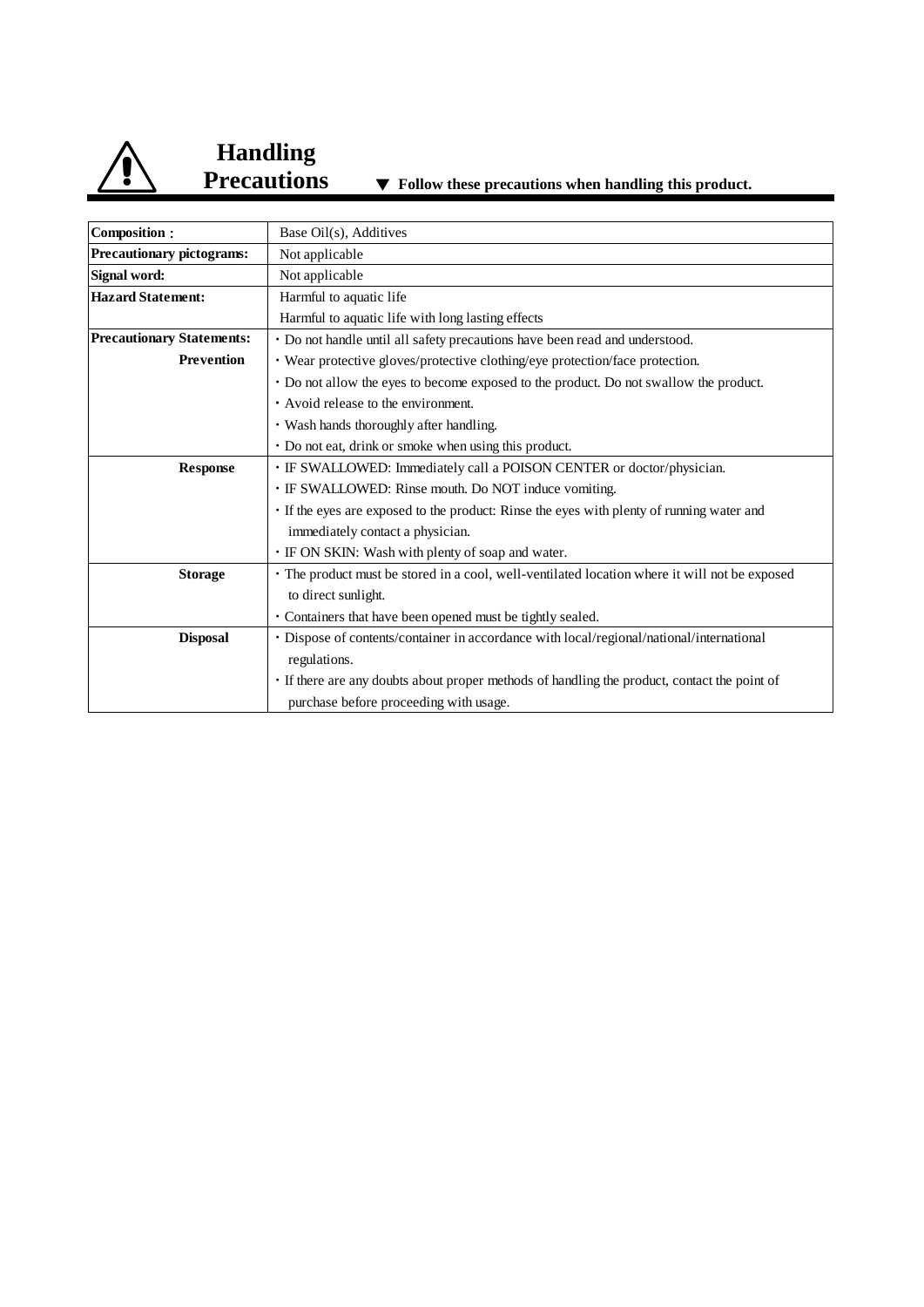# Handling Precautions

▼ **Follow these precautions when handling this product.**

| | |
|---|---|
| **Composition：** | Base Oil(s), Additives |
| **Precautionary pictograms:** | Not applicable |
| **Signal word:** | Not applicable |
| **Hazard Statement:** | Harmful to aquatic life<br>Harmful to aquatic life with long lasting effects |
| **Precautionary Statements:**<br>**Prevention** | ・Do not handle until all safety precautions have been read and understood.<br>・Wear protective gloves/protective clothing/eye protection/face protection.<br>・Do not allow the eyes to become exposed to the product. Do not swallow the product.<br>・Avoid release to the environment.<br>・Wash hands thoroughly after handling.<br>・Do not eat, drink or smoke when using this product. |
| **Response** | ・IF SWALLOWED: Immediately call a POISON CENTER or doctor/physician.<br>・IF SWALLOWED: Rinse mouth. Do NOT induce vomiting.<br>・If the eyes are exposed to the product: Rinse the eyes with plenty of running water and immediately contact a physician.<br>・IF ON SKIN: Wash with plenty of soap and water. |
| **Storage** | ・The product must be stored in a cool, well-ventilated location where it will not be exposed to direct sunlight.<br>・Containers that have been opened must be tightly sealed. |
| **Disposal** | ・Dispose of contents/container in accordance with local/regional/national/international regulations.<br>・If there are any doubts about proper methods of handling the product, contact the point of purchase before proceeding with usage. |